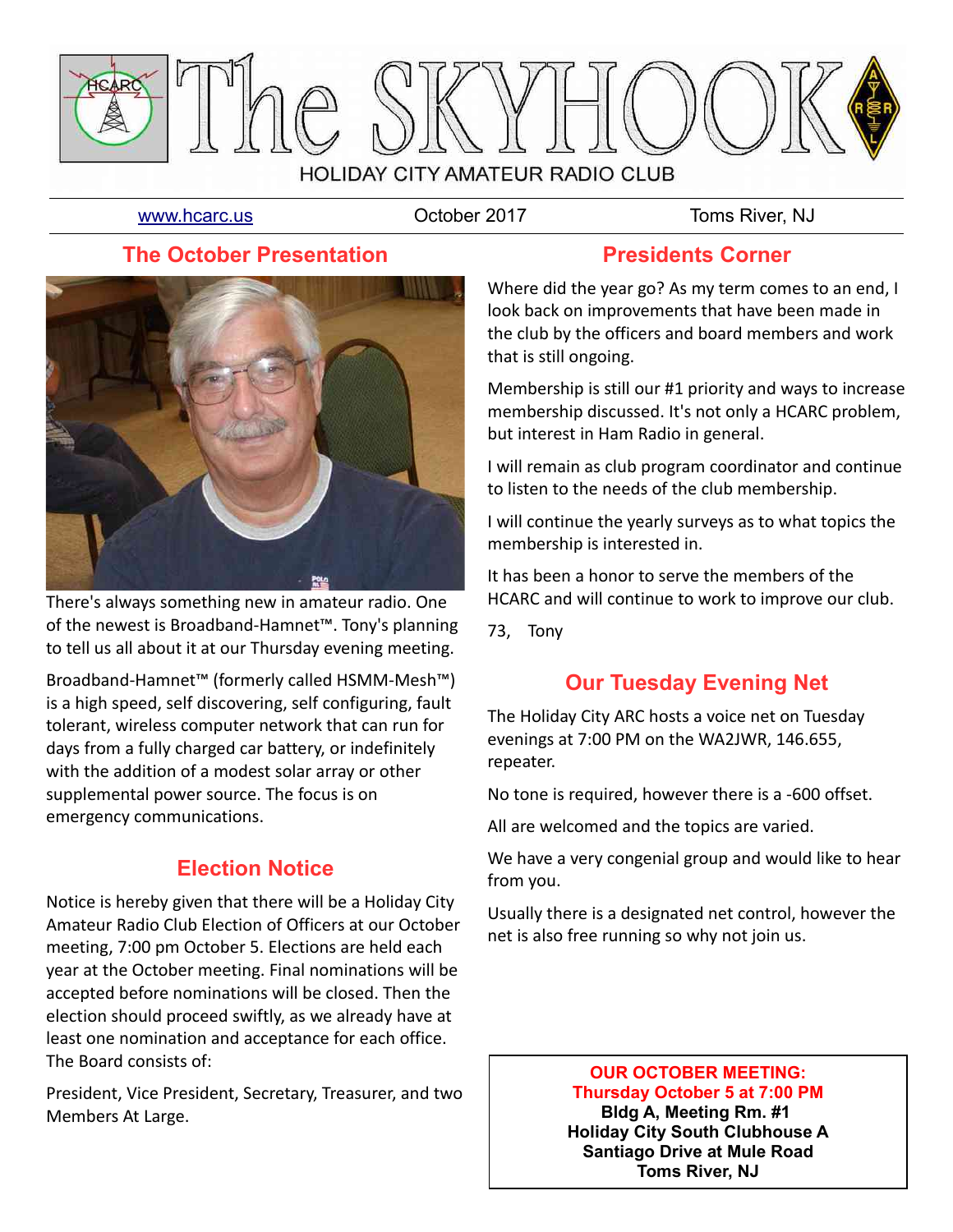# The SKYHOOK

HOLIDAY CITY AMATEUR RADIO CLUB

www.hcarc.us | October 2017 | Toms River, NJ

## The October Presentation

There's always something new in amateur radio. One of the newest is Broadband-Hamnet™. Tony's planning to tell us all about it at our Thursday evening meeting.

Broadband-Hamnet™ (formerly called HSMM-Mesh™) is a high speed, self discovering, self configuring, fault tolerant, wireless computer network that can run for days from a fully charged car battery, or indefinitely with the addition of a modest solar array or other supplemental power source. The focus is on emergency communications.

## Election Notice

Notice is hereby given that there will be a Holiday City Amateur Radio Club Election of Officers at our October meeting, 7:00 pm October 5. Elections are held each year at the October meeting. Final nominations will be accepted before nominations will be closed. Then the election should proceed swiftly, as we already have at least one nomination and acceptance for each office. The Board consists of:

President, Vice President, Secretary, Treasurer, and two Members At Large.

## Presidents Corner

Where did the year go? As my term comes to an end, I look back on improvements that have been made in the club by the officers and board members and work that is still ongoing.

Membership is still our #1 priority and ways to increase membership discussed. It's not only a HCARC problem, but interest in Ham Radio in general.

I will remain as club program coordinator and continue to listen to the needs of the club membership.

I will continue the yearly surveys as to what topics the membership is interested in.

It has been a honor to serve the members of the HCARC and will continue to work to improve our club.

73, Tony

## Our Tuesday Evening Net

The Holiday City ARC hosts a voice net on Tuesday evenings at 7:00 PM on the WA2JWR, 146.655, repeater.

No tone is required, however there is a -600 offset.

All are welcomed and the topics are varied.

We have a very congenial group and would like to hear from you.

Usually there is a designated net control, however the net is also free running so why not join us.

**OUR OCTOBER MEETING:**
**Thursday October 5 at 7:00 PM**
**Bldg A, Meeting Rm. #1**
**Holiday City South Clubhouse A**
**Santiago Drive at Mule Road**
**Toms River, NJ**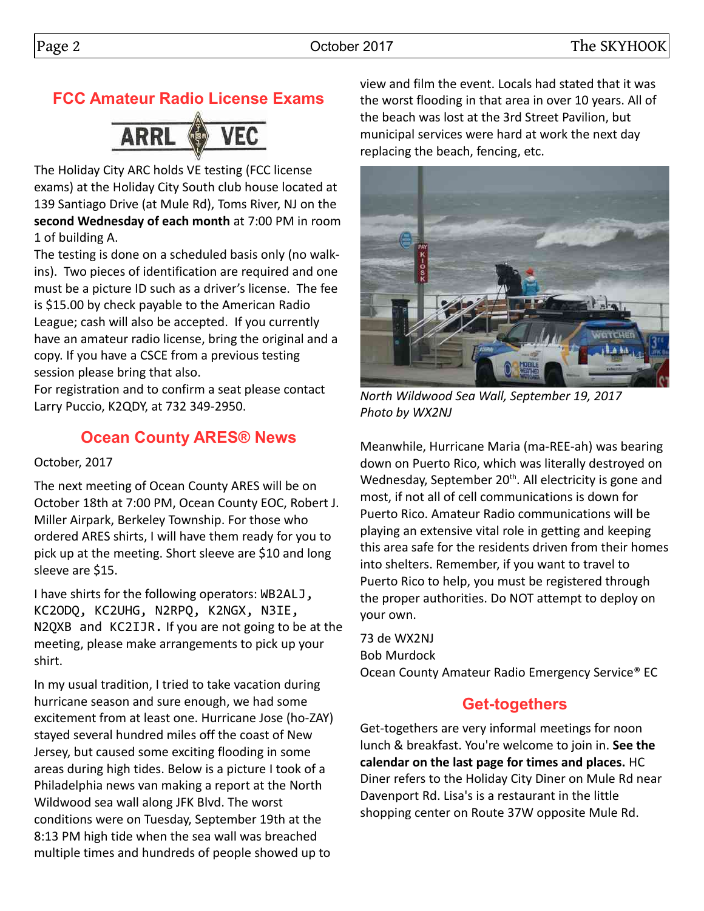## FCC Amateur Radio License Exams

The Holiday City ARC holds VE testing (FCC license exams) at the Holiday City South club house located at 139 Santiago Drive (at Mule Rd), Toms River, NJ on the **second Wednesday of each month** at 7:00 PM in room 1 of building A.

The testing is done on a scheduled basis only (no walk-ins). Two pieces of identification are required and one must be a picture ID such as a driver's license. The fee is $15.00 by check payable to the American Radio League; cash will also be accepted. If you currently have an amateur radio license, bring the original and a copy. If you have a CSCE from a previous testing session please bring that also.

For registration and to confirm a seat please contact Larry Puccio, K2QDY, at 732 349-2950.

## Ocean County ARES® News

October, 2017

The next meeting of Ocean County ARES will be on October 18th at 7:00 PM, Ocean County EOC, Robert J. Miller Airpark, Berkeley Township. For those who ordered ARES shirts, I will have them ready for you to pick up at the meeting. Short sleeve are $10 and long sleeve are $15.

I have shirts for the following operators: WB2ALJ, KC2ODQ, KC2UHG, N2RPQ, K2NGX, N3IE, N2QXB and KC2IJR. If you are not going to be at the meeting, please make arrangements to pick up your shirt.

In my usual tradition, I tried to take vacation during hurricane season and sure enough, we had some excitement from at least one. Hurricane Jose (ho-ZAY) stayed several hundred miles off the coast of New Jersey, but caused some exciting flooding in some areas during high tides. Below is a picture I took of a Philadelphia news van making a report at the North Wildwood sea wall along JFK Blvd. The worst conditions were on Tuesday, September 19th at the 8:13 PM high tide when the sea wall was breached multiple times and hundreds of people showed up to view and film the event. Locals had stated that it was the worst flooding in that area in over 10 years. All of the beach was lost at the 3rd Street Pavilion, but municipal services were hard at work the next day replacing the beach, fencing, etc.

*North Wildwood Sea Wall, September 19, 2017*
*Photo by WX2NJ*

Meanwhile, Hurricane Maria (ma-REE-ah) was bearing down on Puerto Rico, which was literally destroyed on Wednesday, September 20th. All electricity is gone and most, if not all of cell communications is down for Puerto Rico. Amateur Radio communications will be playing an extensive vital role in getting and keeping this area safe for the residents driven from their homes into shelters. Remember, if you want to travel to Puerto Rico to help, you must be registered through the proper authorities. Do NOT attempt to deploy on your own.

73 de WX2NJ
Bob Murdock
Ocean County Amateur Radio Emergency Service® EC

## Get-togethers

Get-togethers are very informal meetings for noon lunch & breakfast. You're welcome to join in. **See the calendar on the last page for times and places.** HC Diner refers to the Holiday City Diner on Mule Rd near Davenport Rd. Lisa's is a restaurant in the little shopping center on Route 37W opposite Mule Rd.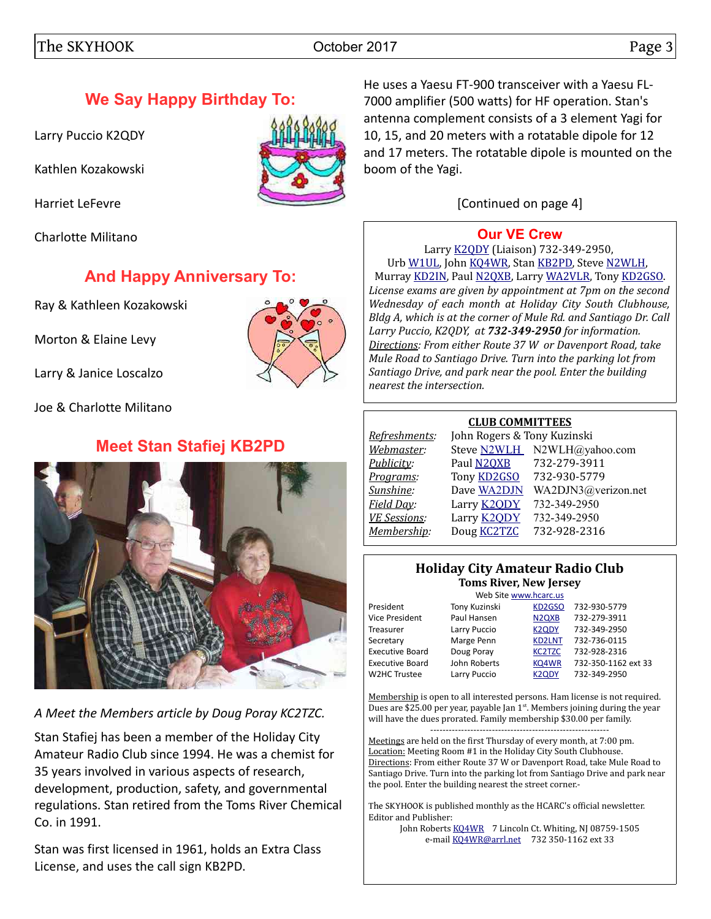## We Say Happy Birthday To:

Larry Puccio K2QDY

Kathlen Kozakowski

Harriet LeFevre

Charlotte Militano

## And Happy Anniversary To:

Ray & Kathleen Kozakowski

Morton & Elaine Levy

Larry & Janice Loscalzo

Joe & Charlotte Militano

## Meet Stan Stafiej KB2PD

*A Meet the Members article by Doug Poray KC2TZC.*

Stan Stafiej has been a member of the Holiday City Amateur Radio Club since 1994. He was a chemist for 35 years involved in various aspects of research, development, production, safety, and governmental regulations. Stan retired from the Toms River Chemical Co. in 1991.

Stan was first licensed in 1961, holds an Extra Class License, and uses the call sign KB2PD.

He uses a Yaesu FT-900 transceiver with a Yaesu FL-7000 amplifier (500 watts) for HF operation. Stan's antenna complement consists of a 3 element Yagi for 10, 15, and 20 meters with a rotatable dipole for 12 and 17 meters. The rotatable dipole is mounted on the boom of the Yagi.

[Continued on page 4]

## Our VE Crew

Larry K2QDY (Liaison) 732-349-2950,
Urb W1UL, John KQ4WR, Stan KB2PD, Steve N2WLH, Murray KD2IN, Paul N2QXB, Larry WA2VLR, Tony KD2GSO.

*License exams are given by appointment at 7pm on the second Wednesday of each month at Holiday City South Clubhouse, Bldg A, which is at the corner of Mule Rd. and Santiago Dr. Call Larry Puccio, K2QDY, at **732-349-2950** for information.*

*Directions: From either Route 37 W or Davenport Road, take Mule Road to Santiago Drive. Turn into the parking lot from Santiago Drive, and park near the pool. Enter the building nearest the intersection.*

### CLUB COMMITTEES

| | | |
|---|---|---|
| *Refreshments:* | John Rogers & Tony Kuzinski | |
| *Webmaster:* | Steve N2WLH | N2WLH@yahoo.com |
| *Publicity:* | Paul N2QXB | 732-279-3911 |
| *Programs:* | Tony KD2GSO | 732-930-5779 |
| *Sunshine:* | Dave WA2DJN | WA2DJN3@verizon.net |
| *Field Day:* | Larry K2QDY | 732-349-2950 |
| *VE Sessions:* | Larry K2QDY | 732-349-2950 |
| *Membership:* | Doug KC2TZC | 732-928-2316 |

### Holiday City Amateur Radio Club
**Toms River, New Jersey**

Web Site www.hcarc.us

| | | | |
|---|---|---|---|
| President | Tony Kuzinski | KD2GSO | 732-930-5779 |
| Vice President | Paul Hansen | N2QXB | 732-279-3911 |
| Treasurer | Larry Puccio | K2QDY | 732-349-2950 |
| Secretary | Marge Penn | KD2LNT | 732-736-0115 |
| Executive Board | Doug Poray | KC2TZC | 732-928-2316 |
| Executive Board | John Roberts | KQ4WR | 732-350-1162 ext 33 |
| W2HC Trustee | Larry Puccio | K2QDY | 732-349-2950 |

Membership is open to all interested persons. Ham license is not required. Dues are $25.00 per year, payable Jan 1st. Members joining during the year will have the dues prorated. Family membership $30.00 per family.

---

Meetings are held on the first Thursday of every month, at 7:00 pm.
Location: Meeting Room #1 in the Holiday City South Clubhouse.
Directions: From either Route 37 W or Davenport Road, take Mule Road to Santiago Drive. Turn into the parking lot from Santiago Drive and park near the pool. Enter the building nearest the street corner.-

The SKYHOOK is published monthly as the HCARC's official newsletter.
Editor and Publisher:
John Roberts KQ4WR 7 Lincoln Ct. Whiting, NJ 08759-1505
e-mail KQ4WR@arrl.net 732 350-1162 ext 33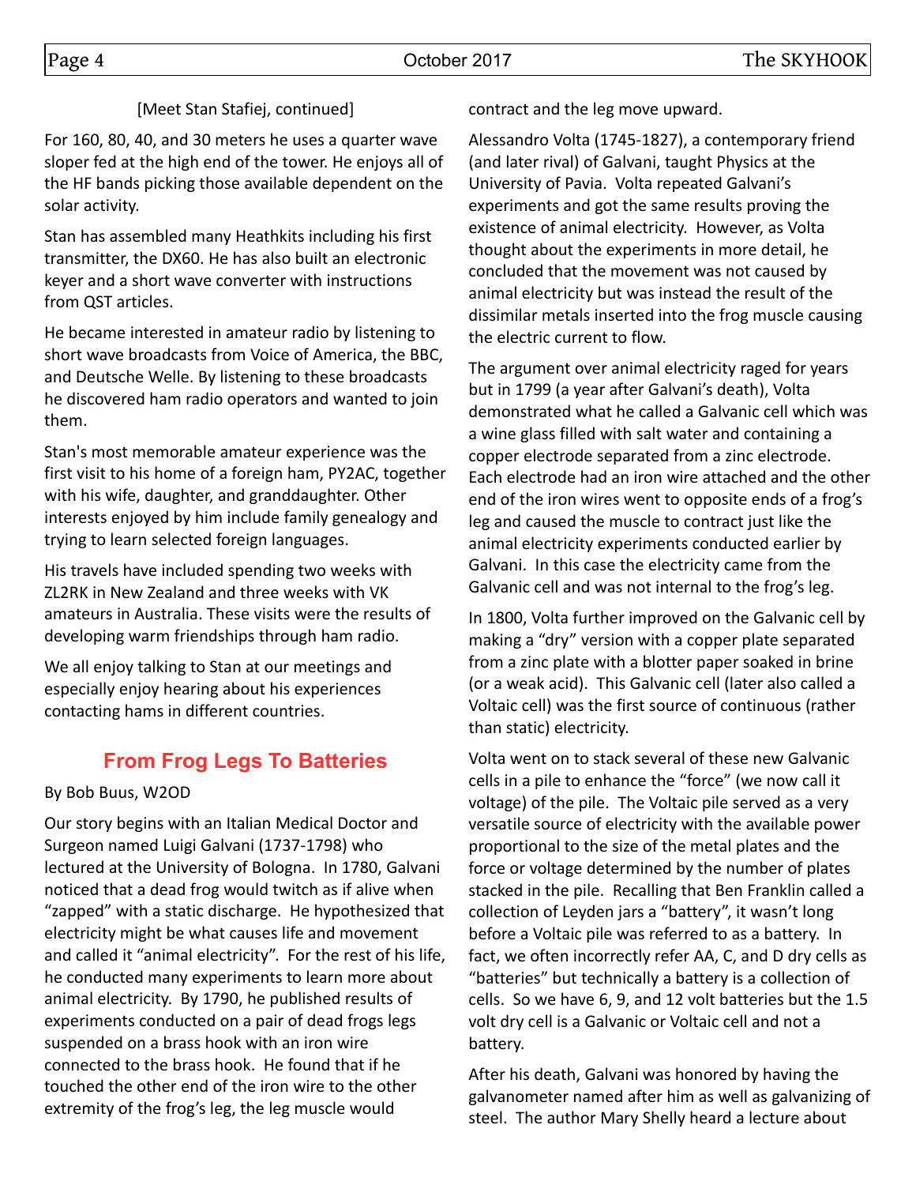[Meet Stan Stafiej, continued]

For 160, 80, 40, and 30 meters he uses a quarter wave sloper fed at the high end of the tower. He enjoys all of the HF bands picking those available dependent on the solar activity.

Stan has assembled many Heathkits including his first transmitter, the DX60. He has also built an electronic keyer and a short wave converter with instructions from QST articles.

He became interested in amateur radio by listening to short wave broadcasts from Voice of America, the BBC, and Deutsche Welle. By listening to these broadcasts he discovered ham radio operators and wanted to join them.

Stan's most memorable amateur experience was the first visit to his home of a foreign ham, PY2AC, together with his wife, daughter, and granddaughter. Other interests enjoyed by him include family genealogy and trying to learn selected foreign languages.

His travels have included spending two weeks with ZL2RK in New Zealand and three weeks with VK amateurs in Australia. These visits were the results of developing warm friendships through ham radio.

We all enjoy talking to Stan at our meetings and especially enjoy hearing about his experiences contacting hams in different countries.

## From Frog Legs To Batteries

By Bob Buus, W2OD

Our story begins with an Italian Medical Doctor and Surgeon named Luigi Galvani (1737-1798) who lectured at the University of Bologna. In 1780, Galvani noticed that a dead frog would twitch as if alive when "zapped" with a static discharge. He hypothesized that electricity might be what causes life and movement and called it "animal electricity". For the rest of his life, he conducted many experiments to learn more about animal electricity. By 1790, he published results of experiments conducted on a pair of dead frogs legs suspended on a brass hook with an iron wire connected to the brass hook. He found that if he touched the other end of the iron wire to the other extremity of the frog's leg, the leg muscle would contract and the leg move upward.

Alessandro Volta (1745-1827), a contemporary friend (and later rival) of Galvani, taught Physics at the University of Pavia. Volta repeated Galvani's experiments and got the same results proving the existence of animal electricity. However, as Volta thought about the experiments in more detail, he concluded that the movement was not caused by animal electricity but was instead the result of the dissimilar metals inserted into the frog muscle causing the electric current to flow.

The argument over animal electricity raged for years but in 1799 (a year after Galvani's death), Volta demonstrated what he called a Galvanic cell which was a wine glass filled with salt water and containing a copper electrode separated from a zinc electrode. Each electrode had an iron wire attached and the other end of the iron wires went to opposite ends of a frog's leg and caused the muscle to contract just like the animal electricity experiments conducted earlier by Galvani. In this case the electricity came from the Galvanic cell and was not internal to the frog's leg.

In 1800, Volta further improved on the Galvanic cell by making a "dry" version with a copper plate separated from a zinc plate with a blotter paper soaked in brine (or a weak acid). This Galvanic cell (later also called a Voltaic cell) was the first source of continuous (rather than static) electricity.

Volta went on to stack several of these new Galvanic cells in a pile to enhance the "force" (we now call it voltage) of the pile. The Voltaic pile served as a very versatile source of electricity with the available power proportional to the size of the metal plates and the force or voltage determined by the number of plates stacked in the pile. Recalling that Ben Franklin called a collection of Leyden jars a "battery", it wasn't long before a Voltaic pile was referred to as a battery. In fact, we often incorrectly refer AA, C, and D dry cells as "batteries" but technically a battery is a collection of cells. So we have 6, 9, and 12 volt batteries but the 1.5 volt dry cell is a Galvanic or Voltaic cell and not a battery.

After his death, Galvani was honored by having the galvanometer named after him as well as galvanizing of steel. The author Mary Shelly heard a lecture about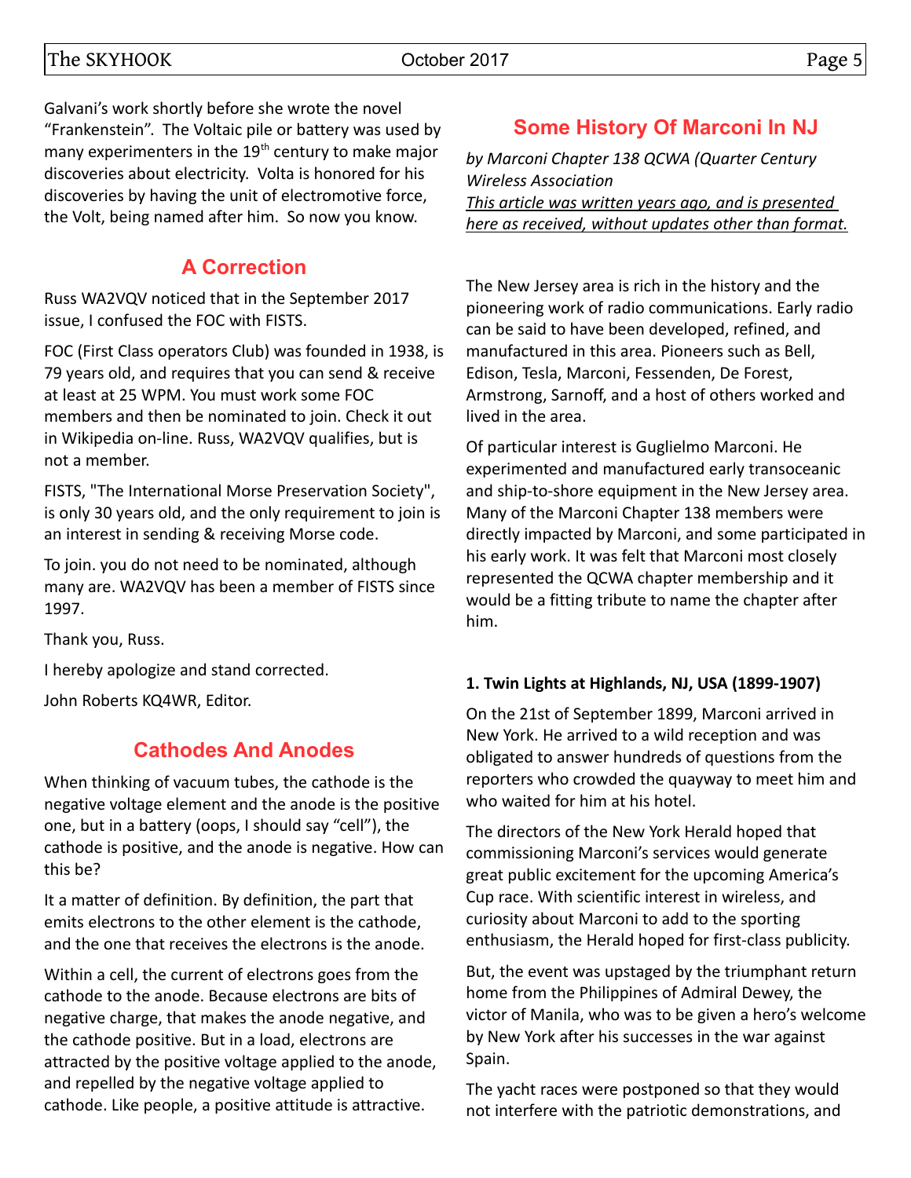Galvani's work shortly before she wrote the novel "Frankenstein". The Voltaic pile or battery was used by many experimenters in the 19th century to make major discoveries about electricity. Volta is honored for his discoveries by having the unit of electromotive force, the Volt, being named after him. So now you know.

## A Correction

Russ WA2VQV noticed that in the September 2017 issue, I confused the FOC with FISTS.

FOC (First Class operators Club) was founded in 1938, is 79 years old, and requires that you can send & receive at least at 25 WPM. You must work some FOC members and then be nominated to join. Check it out in Wikipedia on-line. Russ, WA2VQV qualifies, but is not a member.

FISTS, "The International Morse Preservation Society", is only 30 years old, and the only requirement to join is an interest in sending & receiving Morse code.

To join. you do not need to be nominated, although many are. WA2VQV has been a member of FISTS since 1997.

Thank you, Russ.

I hereby apologize and stand corrected.

John Roberts KQ4WR, Editor.

## Cathodes And Anodes

When thinking of vacuum tubes, the cathode is the negative voltage element and the anode is the positive one, but in a battery (oops, I should say "cell"), the cathode is positive, and the anode is negative. How can this be?

It a matter of definition. By definition, the part that emits electrons to the other element is the cathode, and the one that receives the electrons is the anode.

Within a cell, the current of electrons goes from the cathode to the anode. Because electrons are bits of negative charge, that makes the anode negative, and the cathode positive. But in a load, electrons are attracted by the positive voltage applied to the anode, and repelled by the negative voltage applied to cathode. Like people, a positive attitude is attractive.

## Some History Of Marconi In NJ

*by Marconi Chapter 138 QCWA (Quarter Century Wireless Association*

*This article was written years ago, and is presented here as received, without updates other than format.*

The New Jersey area is rich in the history and the pioneering work of radio communications. Early radio can be said to have been developed, refined, and manufactured in this area. Pioneers such as Bell, Edison, Tesla, Marconi, Fessenden, De Forest, Armstrong, Sarnoff, and a host of others worked and lived in the area.

Of particular interest is Guglielmo Marconi. He experimented and manufactured early transoceanic and ship-to-shore equipment in the New Jersey area. Many of the Marconi Chapter 138 members were directly impacted by Marconi, and some participated in his early work. It was felt that Marconi most closely represented the QCWA chapter membership and it would be a fitting tribute to name the chapter after him.

**1. Twin Lights at Highlands, NJ, USA (1899-1907)**

On the 21st of September 1899, Marconi arrived in New York. He arrived to a wild reception and was obligated to answer hundreds of questions from the reporters who crowded the quayway to meet him and who waited for him at his hotel.

The directors of the New York Herald hoped that commissioning Marconi's services would generate great public excitement for the upcoming America's Cup race. With scientific interest in wireless, and curiosity about Marconi to add to the sporting enthusiasm, the Herald hoped for first-class publicity.

But, the event was upstaged by the triumphant return home from the Philippines of Admiral Dewey, the victor of Manila, who was to be given a hero's welcome by New York after his successes in the war against Spain.

The yacht races were postponed so that they would not interfere with the patriotic demonstrations, and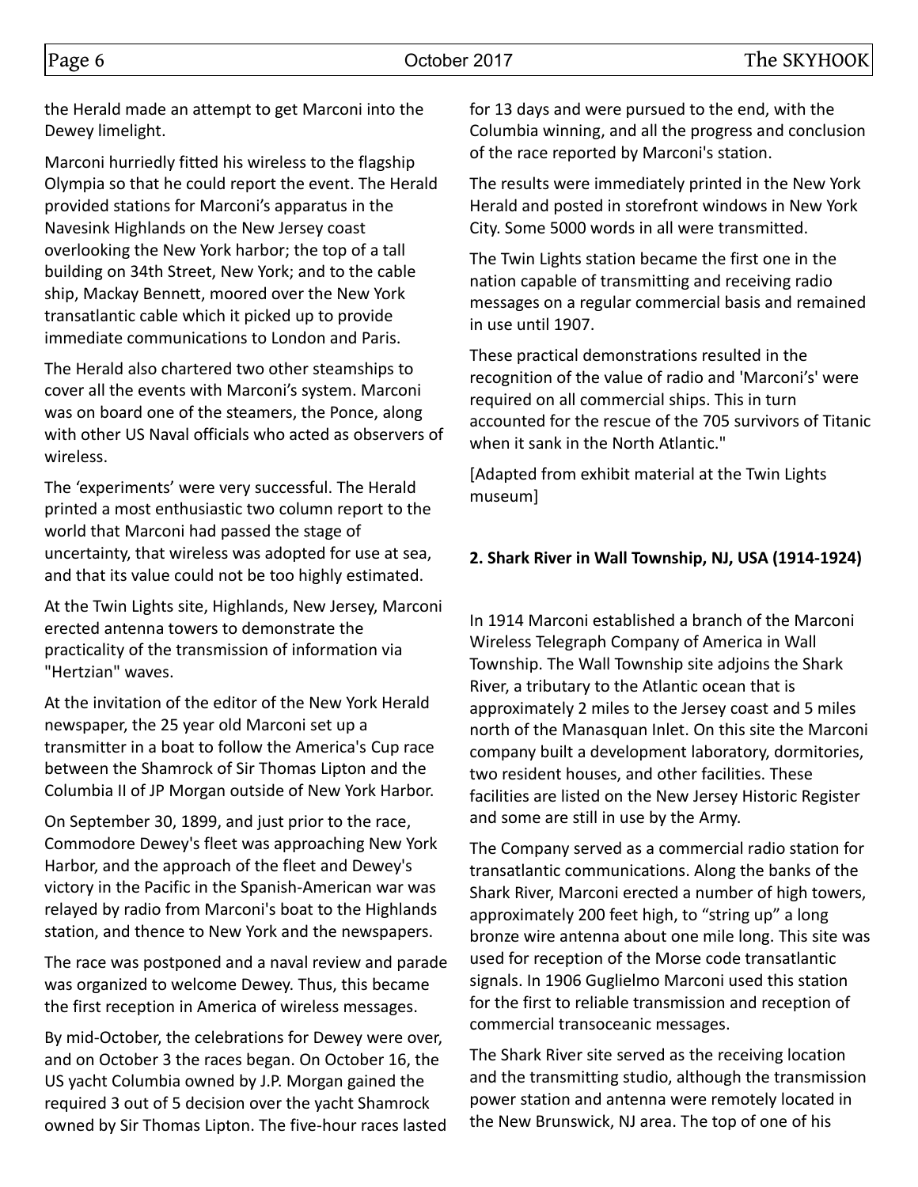the Herald made an attempt to get Marconi into the Dewey limelight.

Marconi hurriedly fitted his wireless to the flagship Olympia so that he could report the event. The Herald provided stations for Marconi's apparatus in the Navesink Highlands on the New Jersey coast overlooking the New York harbor; the top of a tall building on 34th Street, New York; and to the cable ship, Mackay Bennett, moored over the New York transatlantic cable which it picked up to provide immediate communications to London and Paris.

The Herald also chartered two other steamships to cover all the events with Marconi's system. Marconi was on board one of the steamers, the Ponce, along with other US Naval officials who acted as observers of wireless.

The 'experiments' were very successful. The Herald printed a most enthusiastic two column report to the world that Marconi had passed the stage of uncertainty, that wireless was adopted for use at sea, and that its value could not be too highly estimated.

At the Twin Lights site, Highlands, New Jersey, Marconi erected antenna towers to demonstrate the practicality of the transmission of information via "Hertzian" waves.

At the invitation of the editor of the New York Herald newspaper, the 25 year old Marconi set up a transmitter in a boat to follow the America's Cup race between the Shamrock of Sir Thomas Lipton and the Columbia II of JP Morgan outside of New York Harbor.

On September 30, 1899, and just prior to the race, Commodore Dewey's fleet was approaching New York Harbor, and the approach of the fleet and Dewey's victory in the Pacific in the Spanish-American war was relayed by radio from Marconi's boat to the Highlands station, and thence to New York and the newspapers.

The race was postponed and a naval review and parade was organized to welcome Dewey. Thus, this became the first reception in America of wireless messages.

By mid-October, the celebrations for Dewey were over, and on October 3 the races began. On October 16, the US yacht Columbia owned by J.P. Morgan gained the required 3 out of 5 decision over the yacht Shamrock owned by Sir Thomas Lipton. The five-hour races lasted for 13 days and were pursued to the end, with the Columbia winning, and all the progress and conclusion of the race reported by Marconi's station.

The results were immediately printed in the New York Herald and posted in storefront windows in New York City. Some 5000 words in all were transmitted.

The Twin Lights station became the first one in the nation capable of transmitting and receiving radio messages on a regular commercial basis and remained in use until 1907.

These practical demonstrations resulted in the recognition of the value of radio and 'Marconi's' were required on all commercial ships. This in turn accounted for the rescue of the 705 survivors of Titanic when it sank in the North Atlantic."

[Adapted from exhibit material at the Twin Lights museum]

**2. Shark River in Wall Township, NJ, USA (1914-1924)**

In 1914 Marconi established a branch of the Marconi Wireless Telegraph Company of America in Wall Township. The Wall Township site adjoins the Shark River, a tributary to the Atlantic ocean that is approximately 2 miles to the Jersey coast and 5 miles north of the Manasquan Inlet. On this site the Marconi company built a development laboratory, dormitories, two resident houses, and other facilities. These facilities are listed on the New Jersey Historic Register and some are still in use by the Army.

The Company served as a commercial radio station for transatlantic communications. Along the banks of the Shark River, Marconi erected a number of high towers, approximately 200 feet high, to "string up" a long bronze wire antenna about one mile long. This site was used for reception of the Morse code transatlantic signals. In 1906 Guglielmo Marconi used this station for the first to reliable transmission and reception of commercial transoceanic messages.

The Shark River site served as the receiving location and the transmitting studio, although the transmission power station and antenna were remotely located in the New Brunswick, NJ area. The top of one of his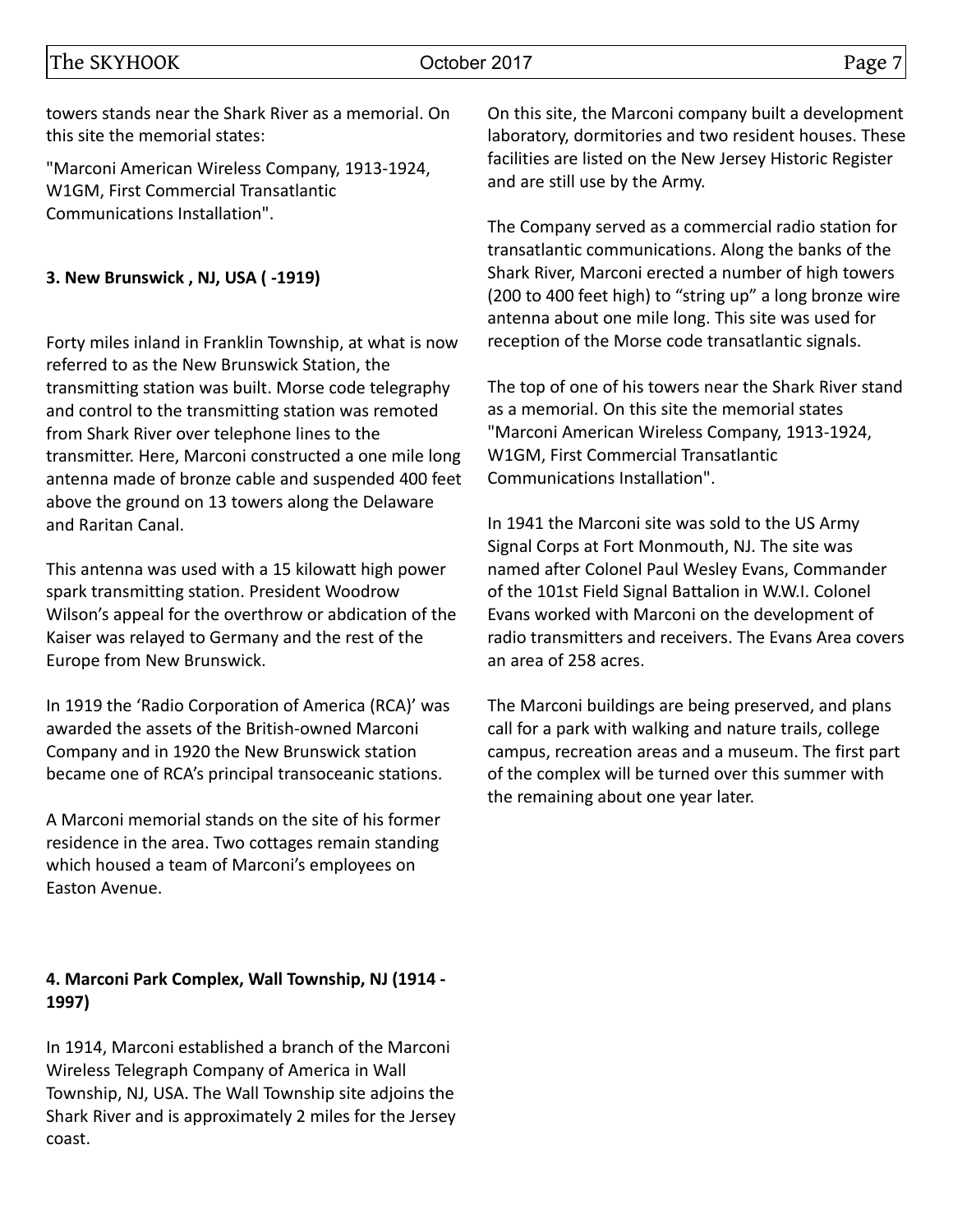towers stands near the Shark River as a memorial. On this site the memorial states:

"Marconi American Wireless Company, 1913-1924, W1GM, First Commercial Transatlantic Communications Installation".

**3. New Brunswick , NJ, USA ( -1919)**

Forty miles inland in Franklin Township, at what is now referred to as the New Brunswick Station, the transmitting station was built. Morse code telegraphy and control to the transmitting station was remoted from Shark River over telephone lines to the transmitter. Here, Marconi constructed a one mile long antenna made of bronze cable and suspended 400 feet above the ground on 13 towers along the Delaware and Raritan Canal.

This antenna was used with a 15 kilowatt high power spark transmitting station. President Woodrow Wilson's appeal for the overthrow or abdication of the Kaiser was relayed to Germany and the rest of the Europe from New Brunswick.

In 1919 the 'Radio Corporation of America (RCA)' was awarded the assets of the British-owned Marconi Company and in 1920 the New Brunswick station became one of RCA's principal transoceanic stations.

A Marconi memorial stands on the site of his former residence in the area. Two cottages remain standing which housed a team of Marconi's employees on Easton Avenue.

**4. Marconi Park Complex, Wall Township, NJ (1914 - 1997)**

In 1914, Marconi established a branch of the Marconi Wireless Telegraph Company of America in Wall Township, NJ, USA. The Wall Township site adjoins the Shark River and is approximately 2 miles for the Jersey coast.

On this site, the Marconi company built a development laboratory, dormitories and two resident houses. These facilities are listed on the New Jersey Historic Register and are still use by the Army.

The Company served as a commercial radio station for transatlantic communications. Along the banks of the Shark River, Marconi erected a number of high towers (200 to 400 feet high) to "string up" a long bronze wire antenna about one mile long. This site was used for reception of the Morse code transatlantic signals.

The top of one of his towers near the Shark River stand as a memorial. On this site the memorial states "Marconi American Wireless Company, 1913-1924, W1GM, First Commercial Transatlantic Communications Installation".

In 1941 the Marconi site was sold to the US Army Signal Corps at Fort Monmouth, NJ. The site was named after Colonel Paul Wesley Evans, Commander of the 101st Field Signal Battalion in W.W.I. Colonel Evans worked with Marconi on the development of radio transmitters and receivers. The Evans Area covers an area of 258 acres.

The Marconi buildings are being preserved, and plans call for a park with walking and nature trails, college campus, recreation areas and a museum. The first part of the complex will be turned over this summer with the remaining about one year later.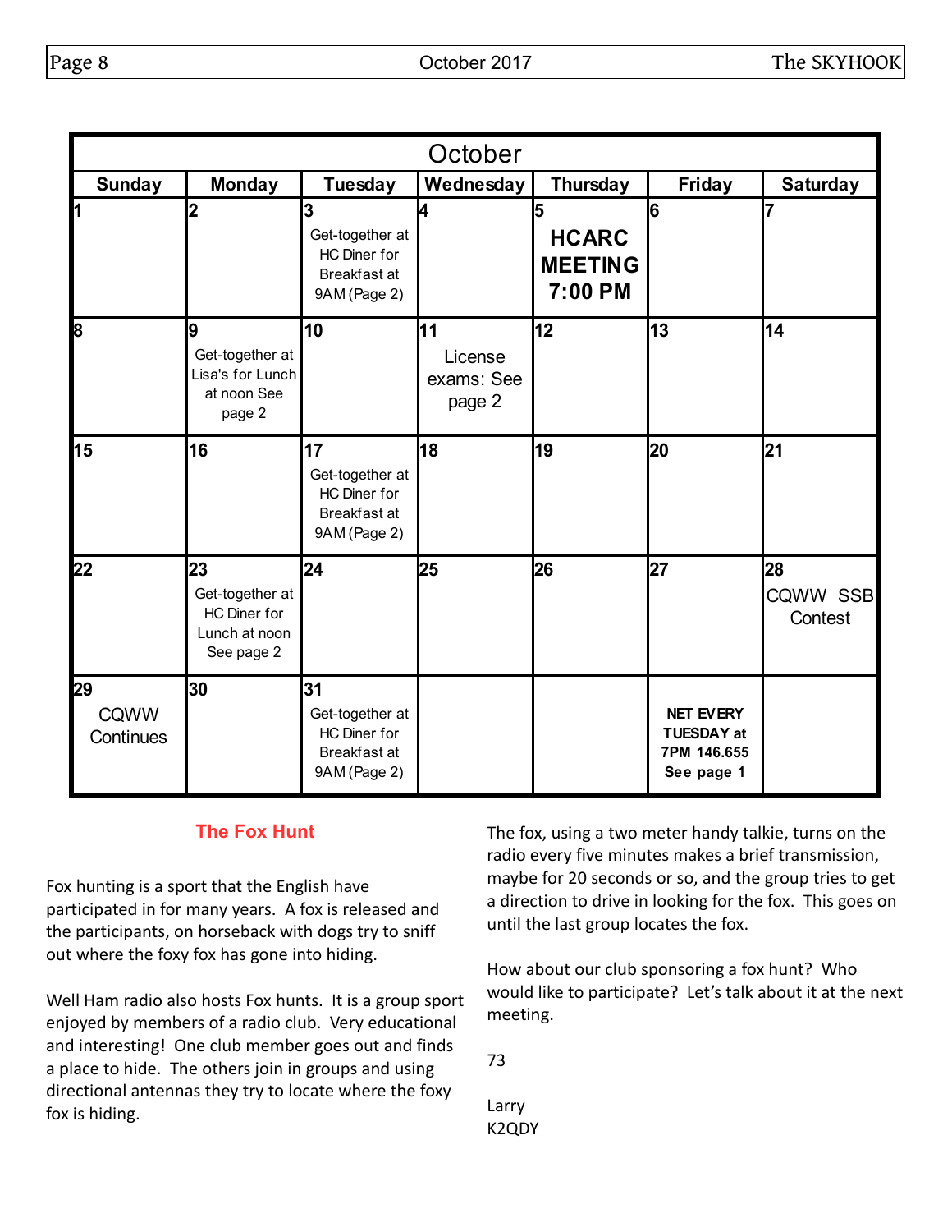| October | | | | | | |
|---|---|---|---|---|---|---|
| **Sunday** | **Monday** | **Tuesday** | **Wednesday** | **Thursday** | **Friday** | **Saturday** |
| 1 | 2 | 3 Get-together at HC Diner for Breakfast at 9AM (Page 2) | 4 | 5 **HCARC MEETING 7:00 PM** | 6 | 7 |
| 8 | 9 Get-together at Lisa's for Lunch at noon See page 2 | 10 | 11 License exams: See page 2 | 12 | 13 | 14 |
| 15 | 16 | 17 Get-together at HC Diner for Breakfast at 9AM (Page 2) | 18 | 19 | 20 | 21 |
| 22 | 23 Get-together at HC Diner for Lunch at noon See page 2 | 24 | 25 | 26 | 27 | 28 CQWW SSB Contest |
| 29 CQWW Continues | 30 | 31 Get-together at HC Diner for Breakfast at 9AM (Page 2) | | | **NET EVERY TUESDAY at 7PM 146.655 See page 1** | |

## The Fox Hunt

Fox hunting is a sport that the English have participated in for many years. A fox is released and the participants, on horseback with dogs try to sniff out where the foxy fox has gone into hiding.

Well Ham radio also hosts Fox hunts. It is a group sport enjoyed by members of a radio club. Very educational and interesting! One club member goes out and finds a place to hide. The others join in groups and using directional antennas they try to locate where the foxy fox is hiding.

The fox, using a two meter handy talkie, turns on the radio every five minutes makes a brief transmission, maybe for 20 seconds or so, and the group tries to get a direction to drive in looking for the fox. This goes on until the last group locates the fox.

How about our club sponsoring a fox hunt? Who would like to participate? Let's talk about it at the next meeting.

73

Larry
K2QDY